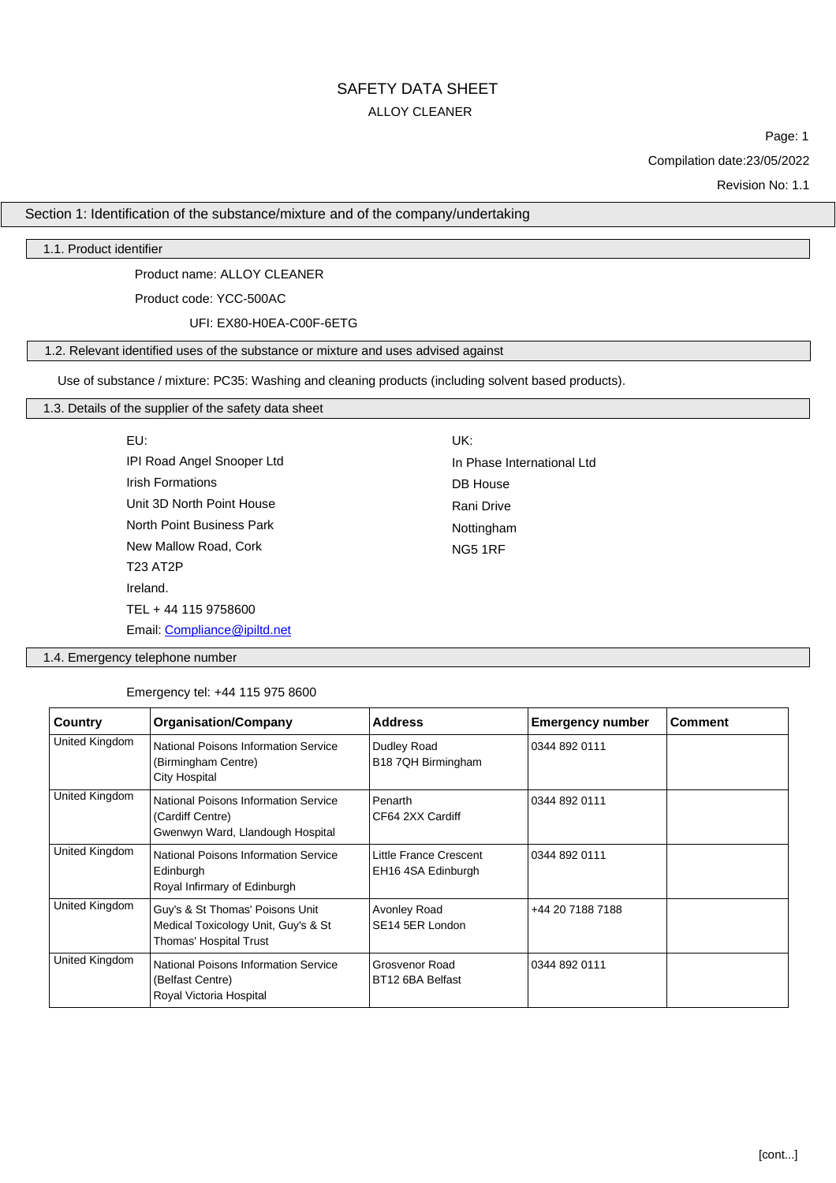# SAFETY DATA SHEET

ALLOY CLEANER

Compilation date:23/05/2022

Revision No: 1.1

## Section 1: Identification of the substance/mixture and of the company/undertaking

### 1.1. Product identifier

Product name: ALLOY CLEANER

Product code: YCC-500AC

UFI: EX80-H0EA-C00F-6ETG

### 1.2. Relevant identified uses of the substance or mixture and uses advised against

Use of substance / mixture: PC35: Washing and cleaning products (including solvent based products).

### 1.3. Details of the supplier of the safety data sheet

EU:
IPI Road Angel Snooper Ltd
Irish Formations
Unit 3D North Point House
North Point Business Park
New Mallow Road, Cork
T23 AT2P
Ireland.
TEL + 44 115 9758600
Email: Compliance@ipiltd.net

UK:
In Phase International Ltd
DB House
Rani Drive
Nottingham
NG5 1RF

### 1.4. Emergency telephone number

Emergency tel: +44 115 975 8600

| Country | Organisation/Company | Address | Emergency number | Comment |
|---|---|---|---|---|
| United Kingdom | National Poisons Information Service (Birmingham Centre) City Hospital | Dudley Road B18 7QH Birmingham | 0344 892 0111 | |
| United Kingdom | National Poisons Information Service (Cardiff Centre) Gwenwyn Ward, Llandough Hospital | Penarth CF64 2XX Cardiff | 0344 892 0111 | |
| United Kingdom | National Poisons Information Service Edinburgh Royal Infirmary of Edinburgh | Little France Crescent EH16 4SA Edinburgh | 0344 892 0111 | |
| United Kingdom | Guy's & St Thomas' Poisons Unit Medical Toxicology Unit, Guy's & St Thomas' Hospital Trust | Avonley Road SE14 5ER London | +44 20 7188 7188 | |
| United Kingdom | National Poisons Information Service (Belfast Centre) Royal Victoria Hospital | Grosvenor Road BT12 6BA Belfast | 0344 892 0111 | |

[cont...]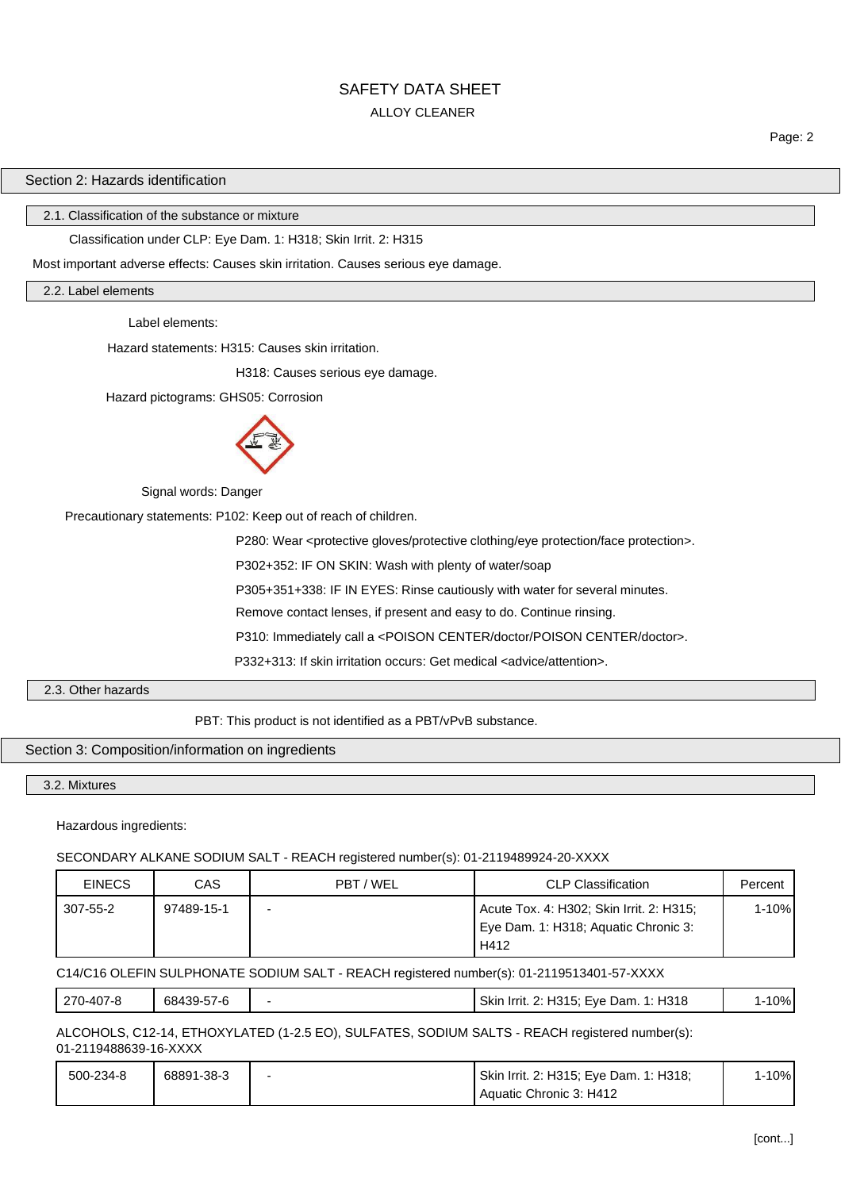## Section 2: Hazards identification

### 2.1. Classification of the substance or mixture

Classification under CLP: Eye Dam. 1: H318; Skin Irrit. 2: H315

Most important adverse effects: Causes skin irritation. Causes serious eye damage.

### 2.2. Label elements

Label elements:

Hazard statements: H315: Causes skin irritation.

H318: Causes serious eye damage.

Hazard pictograms: GHS05: Corrosion

Signal words: Danger

Precautionary statements: P102: Keep out of reach of children.

P280: Wear <protective gloves/protective clothing/eye protection/face protection>.

P302+352: IF ON SKIN: Wash with plenty of water/soap

P305+351+338: IF IN EYES: Rinse cautiously with water for several minutes. Remove contact lenses, if present and easy to do. Continue rinsing.

P310: Immediately call a <POISON CENTER/doctor/POISON CENTER/doctor>.

P332+313: If skin irritation occurs: Get medical <advice/attention>.

### 2.3. Other hazards

PBT: This product is not identified as a PBT/vPvB substance.

## Section 3: Composition/information on ingredients

### 3.2. Mixtures

Hazardous ingredients:

SECONDARY ALKANE SODIUM SALT - REACH registered number(s): 01-2119489924-20-XXXX

| EINECS | CAS | PBT / WEL | CLP Classification | Percent |
|---|---|---|---|---|
| 307-55-2 | 97489-15-1 | - | Acute Tox. 4: H302; Skin Irrit. 2: H315; Eye Dam. 1: H318; Aquatic Chronic 3: H412 | 1-10% |

C14/C16 OLEFIN SULPHONATE SODIUM SALT - REACH registered number(s): 01-2119513401-57-XXXX

| EINECS | CAS | PBT / WEL | CLP Classification | Percent |
|---|---|---|---|---|
| 270-407-8 | 68439-57-6 | - | Skin Irrit. 2: H315; Eye Dam. 1: H318 | 1-10% |

ALCOHOLS, C12-14, ETHOXYLATED (1-2.5 EO), SULFATES, SODIUM SALTS - REACH registered number(s): 01-2119488639-16-XXXX

| EINECS | CAS | PBT / WEL | CLP Classification | Percent |
|---|---|---|---|---|
| 500-234-8 | 68891-38-3 | - | Skin Irrit. 2: H315; Eye Dam. 1: H318; Aquatic Chronic 3: H412 | 1-10% |

[cont...]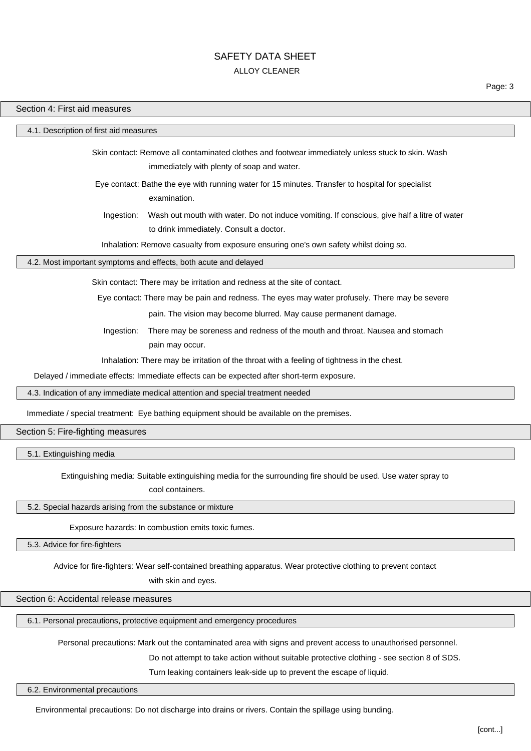## Section 4: First aid measures

### 4.1. Description of first aid measures

**Skin contact:** Remove all contaminated clothes and footwear immediately unless stuck to skin. Wash immediately with plenty of soap and water.

**Eye contact:** Bathe the eye with running water for 15 minutes. Transfer to hospital for specialist examination.

**Ingestion:** Wash out mouth with water. Do not induce vomiting. If conscious, give half a litre of water to drink immediately. Consult a doctor.

**Inhalation:** Remove casualty from exposure ensuring one's own safety whilst doing so.

### 4.2. Most important symptoms and effects, both acute and delayed

**Skin contact:** There may be irritation and redness at the site of contact.

**Eye contact:** There may be pain and redness. The eyes may water profusely. There may be severe pain. The vision may become blurred. May cause permanent damage.

**Ingestion:** There may be soreness and redness of the mouth and throat. Nausea and stomach pain may occur.

**Inhalation:** There may be irritation of the throat with a feeling of tightness in the chest.

**Delayed / immediate effects:** Immediate effects can be expected after short-term exposure.

### 4.3. Indication of any immediate medical attention and special treatment needed

**Immediate / special treatment:** Eye bathing equipment should be available on the premises.

## Section 5: Fire-fighting measures

### 5.1. Extinguishing media

**Extinguishing media:** Suitable extinguishing media for the surrounding fire should be used. Use water spray to cool containers.

### 5.2. Special hazards arising from the substance or mixture

**Exposure hazards:** In combustion emits toxic fumes.

### 5.3. Advice for fire-fighters

**Advice for fire-fighters:** Wear self-contained breathing apparatus. Wear protective clothing to prevent contact with skin and eyes.

## Section 6: Accidental release measures

### 6.1. Personal precautions, protective equipment and emergency procedures

**Personal precautions:** Mark out the contaminated area with signs and prevent access to unauthorised personnel. Do not attempt to take action without suitable protective clothing - see section 8 of SDS. Turn leaking containers leak-side up to prevent the escape of liquid.

### 6.2. Environmental precautions

**Environmental precautions:** Do not discharge into drains or rivers. Contain the spillage using bunding.

[cont...]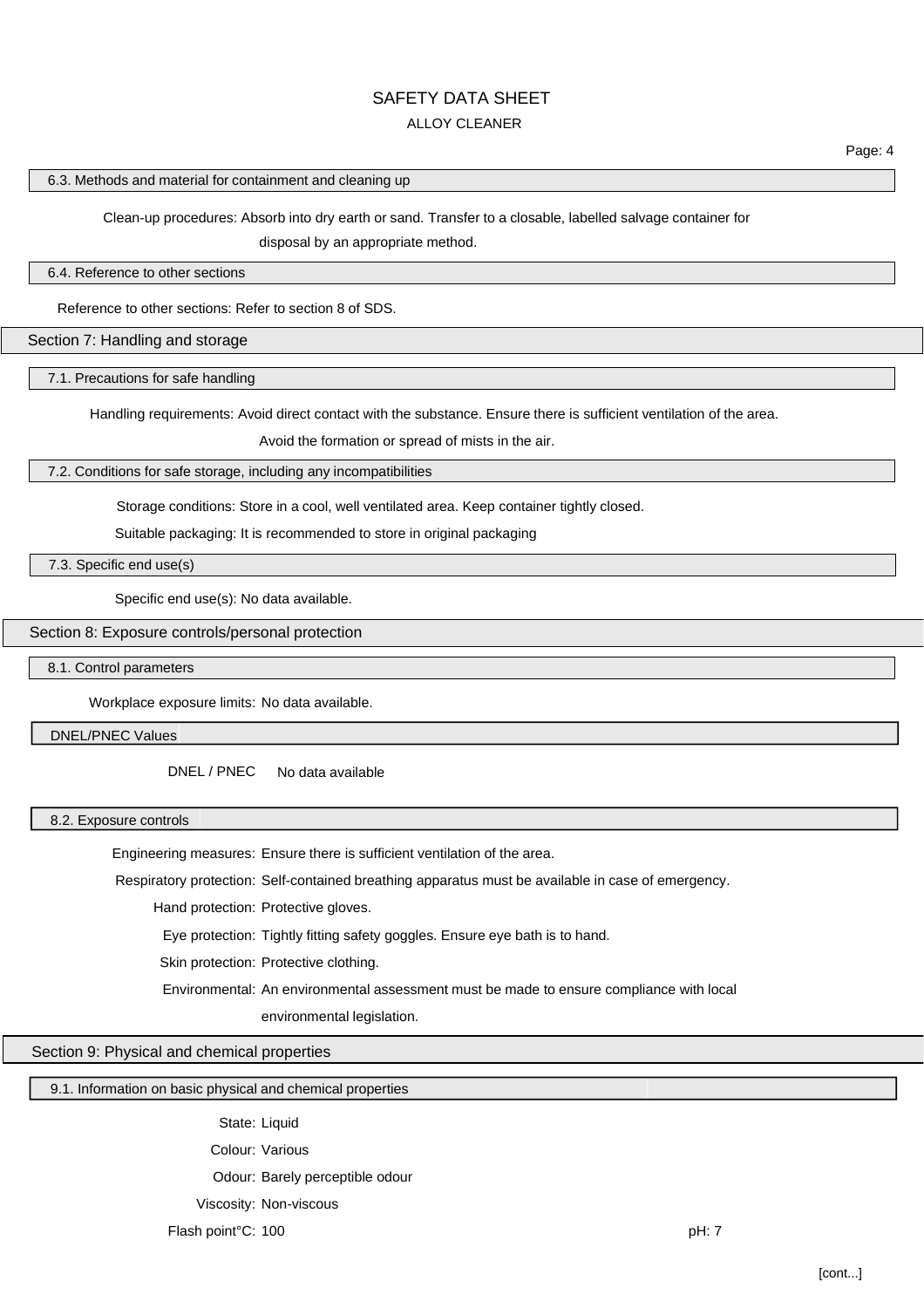### 6.3. Methods and material for containment and cleaning up

Clean-up procedures: Absorb into dry earth or sand. Transfer to a closable, labelled salvage container for disposal by an appropriate method.

### 6.4. Reference to other sections

Reference to other sections: Refer to section 8 of SDS.

## Section 7: Handling and storage

### 7.1. Precautions for safe handling

Handling requirements: Avoid direct contact with the substance. Ensure there is sufficient ventilation of the area. Avoid the formation or spread of mists in the air.

### 7.2. Conditions for safe storage, including any incompatibilities

Storage conditions: Store in a cool, well ventilated area. Keep container tightly closed.

Suitable packaging: It is recommended to store in original packaging

### 7.3. Specific end use(s)

Specific end use(s): No data available.

## Section 8: Exposure controls/personal protection

### 8.1. Control parameters

Workplace exposure limits: No data available.

### DNEL/PNEC Values

DNEL / PNEC No data available

### 8.2. Exposure controls

Engineering measures: Ensure there is sufficient ventilation of the area.

Respiratory protection: Self-contained breathing apparatus must be available in case of emergency.

Hand protection: Protective gloves.

Eye protection: Tightly fitting safety goggles. Ensure eye bath is to hand.

Skin protection: Protective clothing.

Environmental: An environmental assessment must be made to ensure compliance with local environmental legislation.

## Section 9: Physical and chemical properties

### 9.1. Information on basic physical and chemical properties

State: Liquid

Colour: Various

Odour: Barely perceptible odour

Viscosity: Non-viscous

Flash point°C: 100

pH: 7

[cont...]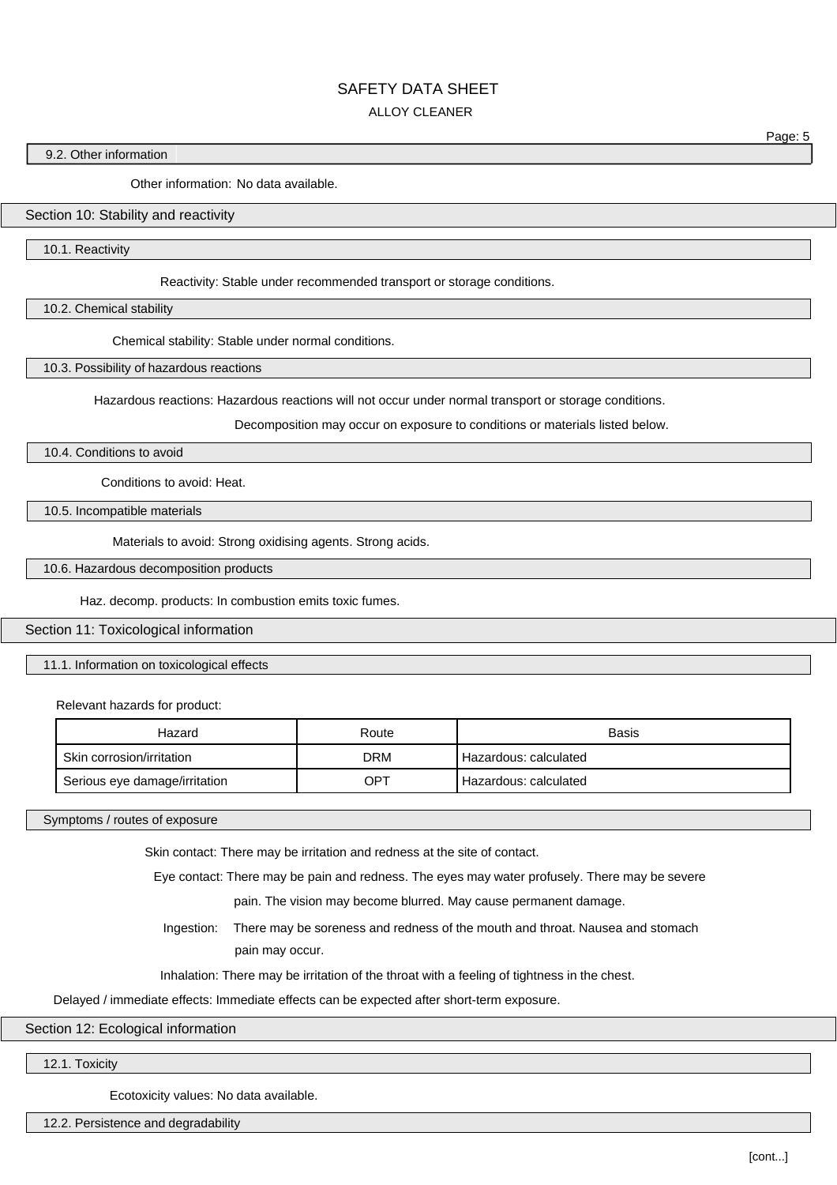### 9.2. Other information

Other information: No data available.

## Section 10: Stability and reactivity

### 10.1. Reactivity

Reactivity: Stable under recommended transport or storage conditions.

### 10.2. Chemical stability

Chemical stability: Stable under normal conditions.

### 10.3. Possibility of hazardous reactions

Hazardous reactions: Hazardous reactions will not occur under normal transport or storage conditions. Decomposition may occur on exposure to conditions or materials listed below.

### 10.4. Conditions to avoid

Conditions to avoid: Heat.

### 10.5. Incompatible materials

Materials to avoid: Strong oxidising agents. Strong acids.

### 10.6. Hazardous decomposition products

Haz. decomp. products: In combustion emits toxic fumes.

## Section 11: Toxicological information

### 11.1. Information on toxicological effects

Relevant hazards for product:

| Hazard | Route | Basis |
|---|---|---|
| Skin corrosion/irritation | DRM | Hazardous: calculated |
| Serious eye damage/irritation | OPT | Hazardous: calculated |

### Symptoms / routes of exposure

Skin contact: There may be irritation and redness at the site of contact.

Eye contact: There may be pain and redness. The eyes may water profusely. There may be severe pain. The vision may become blurred. May cause permanent damage.

Ingestion: There may be soreness and redness of the mouth and throat. Nausea and stomach pain may occur.

Inhalation: There may be irritation of the throat with a feeling of tightness in the chest.

Delayed / immediate effects: Immediate effects can be expected after short-term exposure.

## Section 12: Ecological information

### 12.1. Toxicity

Ecotoxicity values: No data available.

### 12.2. Persistence and degradability

[cont...]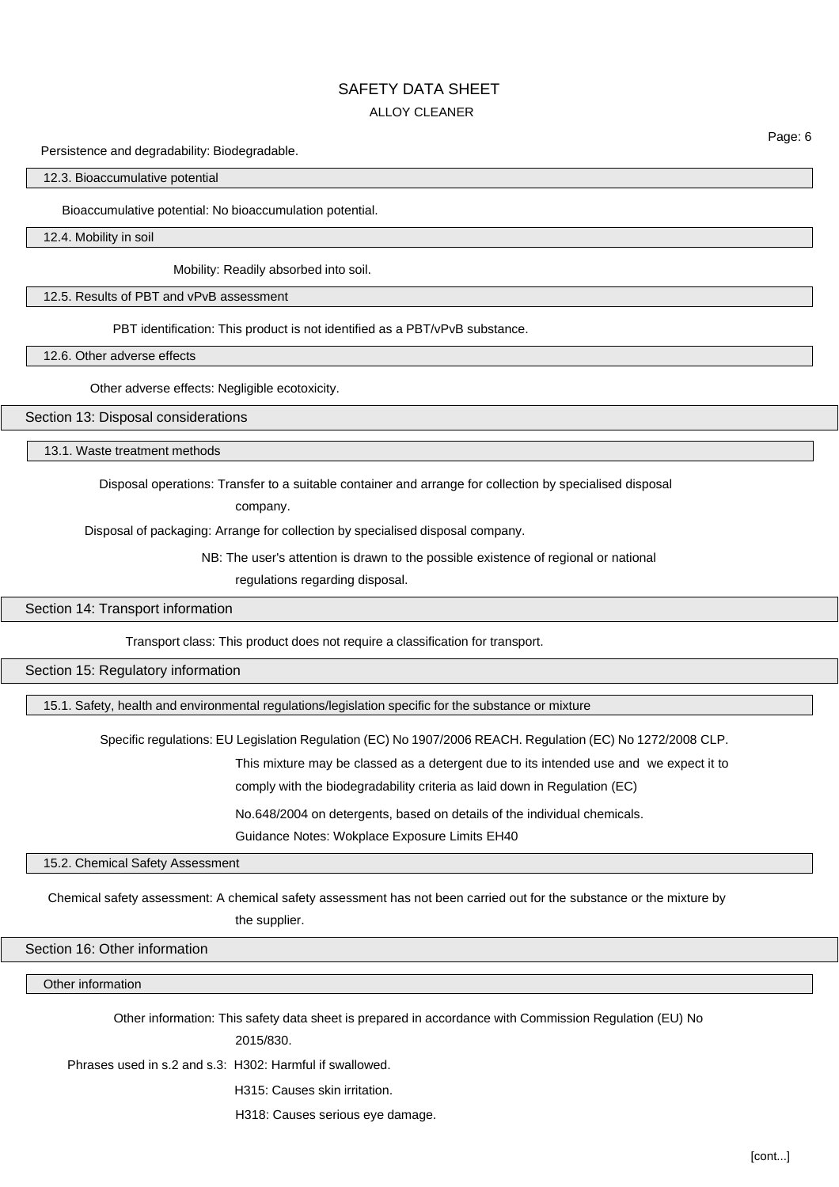Persistence and degradability: Biodegradable.

### 12.3. Bioaccumulative potential

Bioaccumulative potential: No bioaccumulation potential.

### 12.4. Mobility in soil

Mobility: Readily absorbed into soil.

### 12.5. Results of PBT and vPvB assessment

PBT identification: This product is not identified as a PBT/vPvB substance.

### 12.6. Other adverse effects

Other adverse effects: Negligible ecotoxicity.

## Section 13: Disposal considerations

### 13.1. Waste treatment methods

Disposal operations: Transfer to a suitable container and arrange for collection by specialised disposal company.

Disposal of packaging: Arrange for collection by specialised disposal company.

NB: The user's attention is drawn to the possible existence of regional or national regulations regarding disposal.

## Section 14: Transport information

Transport class: This product does not require a classification for transport.

## Section 15: Regulatory information

### 15.1. Safety, health and environmental regulations/legislation specific for the substance or mixture

Specific regulations: EU Legislation Regulation (EC) No 1907/2006 REACH. Regulation (EC) No 1272/2008 CLP. This mixture may be classed as a detergent due to its intended use and we expect it to comply with the biodegradability criteria as laid down in Regulation (EC) No.648/2004 on detergents, based on details of the individual chemicals.
Guidance Notes: Wokplace Exposure Limits EH40

### 15.2. Chemical Safety Assessment

Chemical safety assessment: A chemical safety assessment has not been carried out for the substance or the mixture by the supplier.

## Section 16: Other information

### Other information

Other information: This safety data sheet is prepared in accordance with Commission Regulation (EU) No 2015/830.

Phrases used in s.2 and s.3: H302: Harmful if swallowed.
H315: Causes skin irritation.
H318: Causes serious eye damage.

[cont...]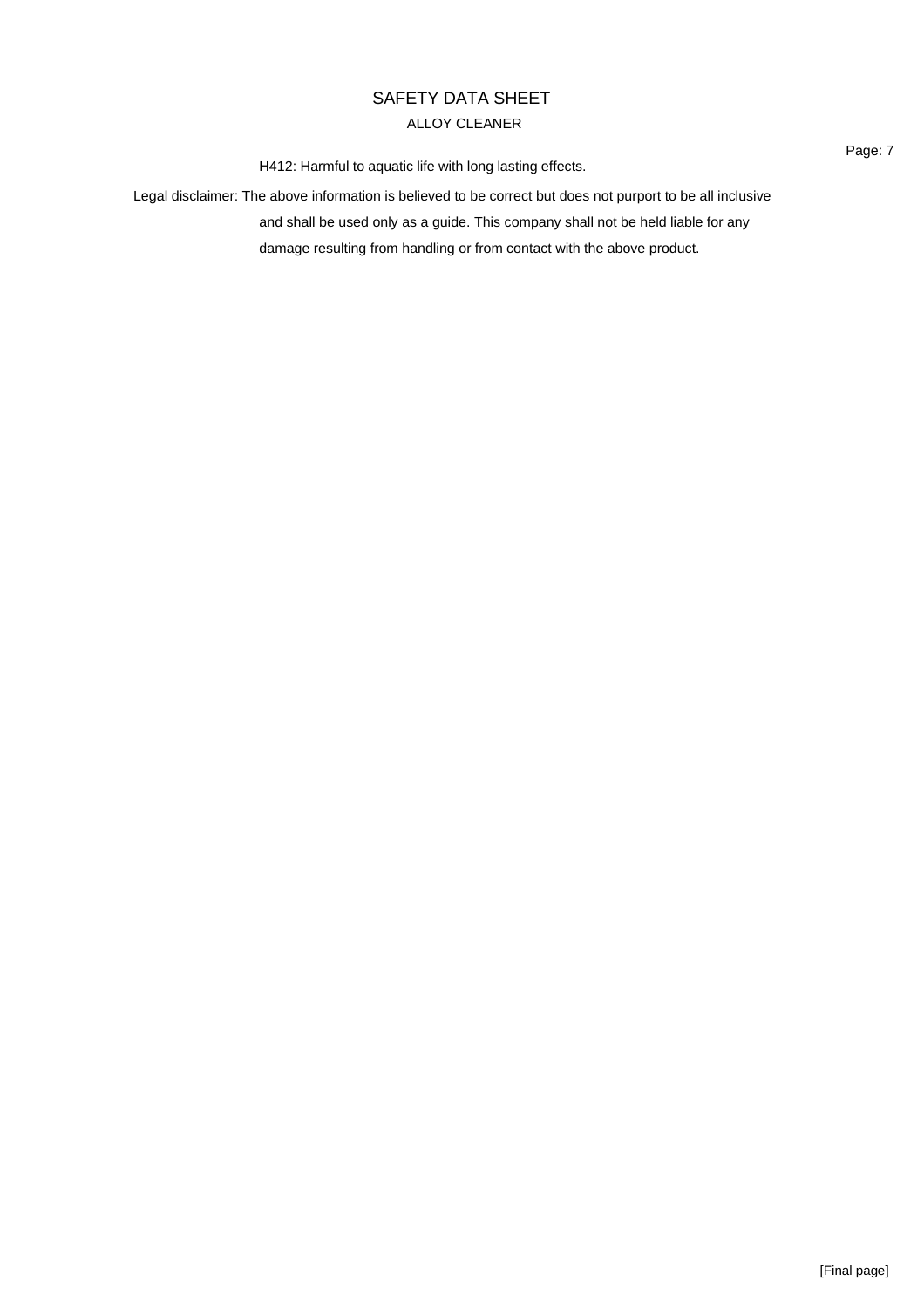H412: Harmful to aquatic life with long lasting effects.

Legal disclaimer: The above information is believed to be correct but does not purport to be all inclusive and shall be used only as a guide. This company shall not be held liable for any damage resulting from handling or from contact with the above product.

[Final page]